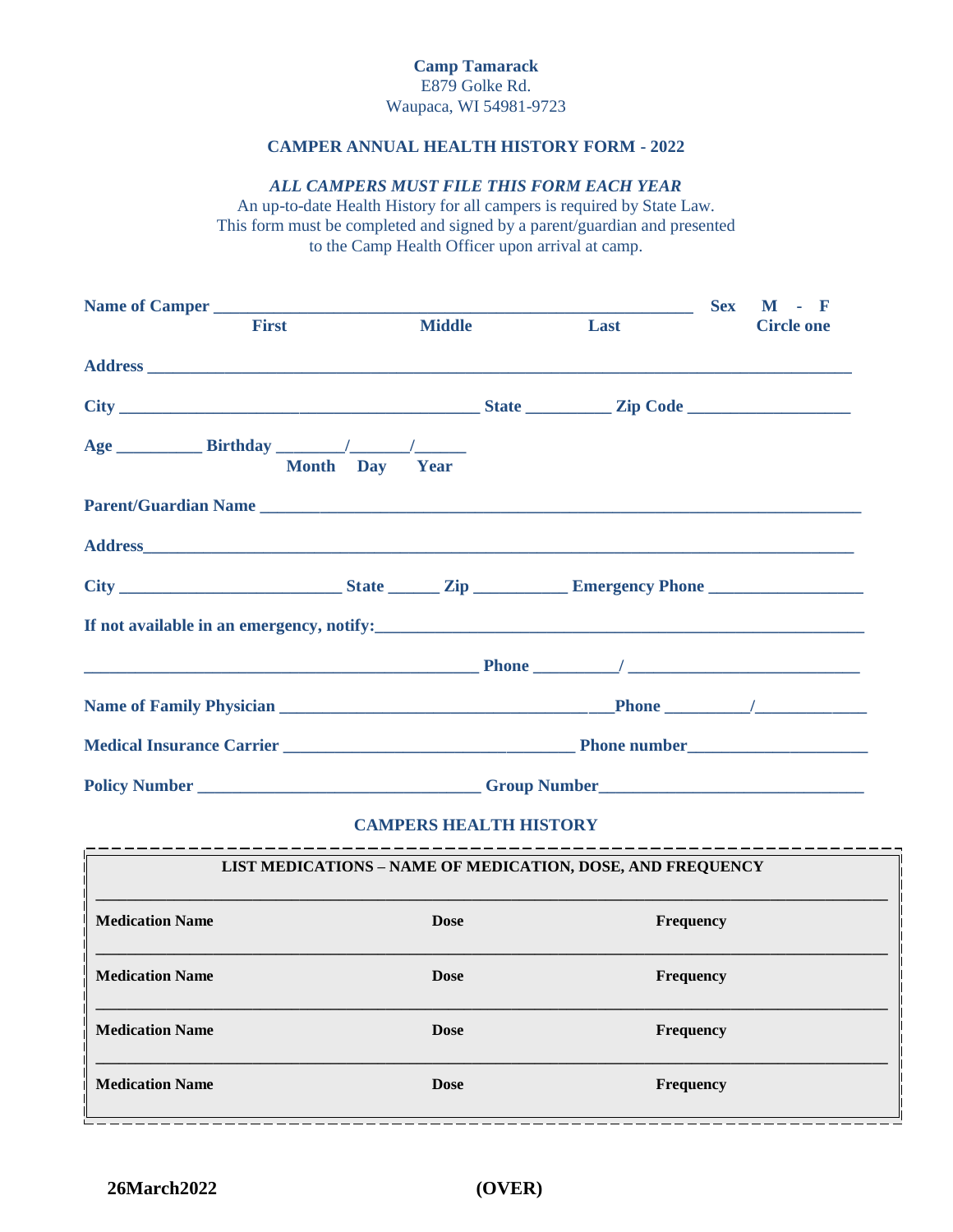**Camp Tamarack**
E879 Golke Rd.
Waupaca, WI 54981-9723

## CAMPER ANNUAL HEALTH HISTORY FORM - 2022

***ALL CAMPERS MUST FILE THIS FORM EACH YEAR***

An up-to-date Health History for all campers is required by State Law.
This form must be completed and signed by a parent/guardian and presented to the Camp Health Officer upon arrival at camp.

**Name of Camper** ________________________________________________ **Sex M - F**
**First** **Middle** **Last** **Circle one**

**Address** ________________________________________________________________

**City** ________________________________ **State** _________ **Zip Code** _________________

**Age** _________ **Birthday** _______/______/_____
**Month Day Year**

**Parent/Guardian Name** ____________________________________________________

**Address**______________________________________________________________

**City** ______________________ **State** _____ **Zip** __________ **Emergency Phone** ________________

**If not available in an emergency, notify:**__________________________________________

________________________________________ **Phone** _________/ ________________________

**Name of Family Physician** ________________________________**Phone** _________/____________

**Medical Insurance Carrier** _____________________________ **Phone number**___________________

**Policy Number** _____________________________ **Group Number**____________________________

## CAMPERS HEALTH HISTORY

**LIST MEDICATIONS – NAME OF MEDICATION, DOSE, AND FREQUENCY**

| Medication Name | Dose | Frequency |
|---|---|---|
| Medication Name | Dose | Frequency |
| Medication Name | Dose | Frequency |
| Medication Name | Dose | Frequency |

**26March2022** **(OVER)**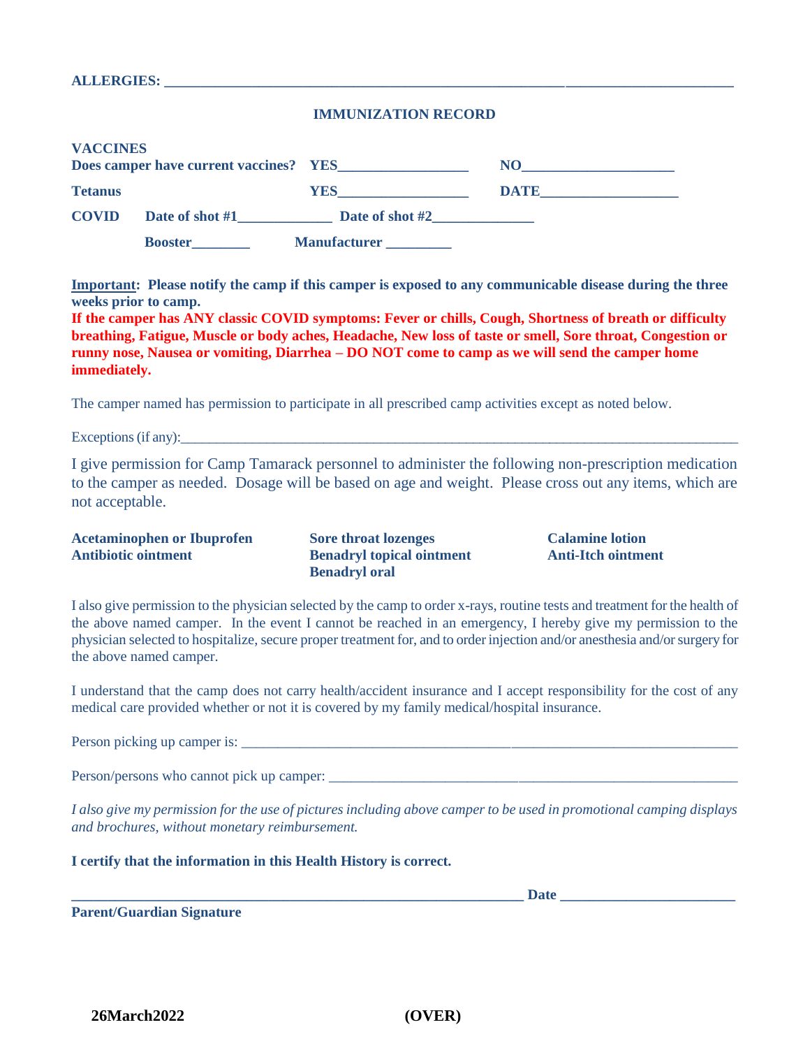**ALLERGIES: ______________________________________________________________________________**

**IMMUNIZATION RECORD**

**VACCINES**

**Does camper have current vaccines? YES_________________ NO____________________**

**Tetanus YES_________________ DATE__________________**

**COVID Date of shot #1_____________ Date of shot #2_____________**

**Booster________ Manufacturer _________**

**<u>Important</u>: Please notify the camp if this camper is exposed to any communicable disease during the three weeks prior to camp.**

**If the camper has ANY classic COVID symptoms: Fever or chills, Cough, Shortness of breath or difficulty breathing, Fatigue, Muscle or body aches, Headache, New loss of taste or smell, Sore throat, Congestion or runny nose, Nausea or vomiting, Diarrhea – DO NOT come to camp as we will send the camper home immediately.**

The camper named has permission to participate in all prescribed camp activities except as noted below.

Exceptions (if any):______________________________________________________________________________

I give permission for Camp Tamarack personnel to administer the following non-prescription medication to the camper as needed. Dosage will be based on age and weight. Please cross out any items, which are not acceptable.

**Acetaminophen or Ibuprofen**
**Antibiotic ointment**
**Sore throat lozenges**
**Benadryl topical ointment**
**Benadryl oral**
**Calamine lotion**
**Anti-Itch ointment**

I also give permission to the physician selected by the camp to order x-rays, routine tests and treatment for the health of the above named camper. In the event I cannot be reached in an emergency, I hereby give my permission to the physician selected to hospitalize, secure proper treatment for, and to order injection and/or anesthesia and/or surgery for the above named camper.

I understand that the camp does not carry health/accident insurance and I accept responsibility for the cost of any medical care provided whether or not it is covered by my family medical/hospital insurance.

Person picking up camper is: ______________________________________________________________________

Person/persons who cannot pick up camper: ________________________________________________________

*I also give my permission for the use of pictures including above camper to be used in promotional camping displays and brochures, without monetary reimbursement.*

**I certify that the information in this Health History is correct.**

**_________________________________________________________________ Date ________________________**

**Parent/Guardian Signature**

**26March2022 (OVER)**